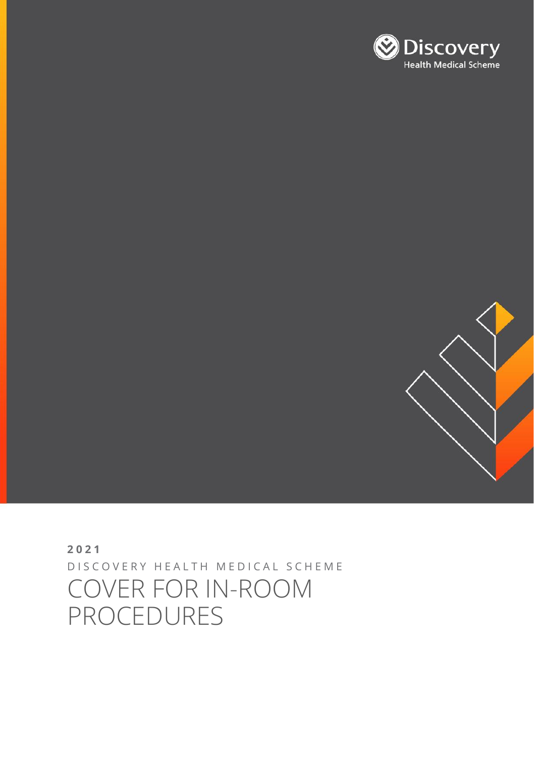Discovery
Health Medical Scheme

**2021**

DISCOVERY HEALTH MEDICAL SCHEME

# COVER FOR IN-ROOM PROCEDURES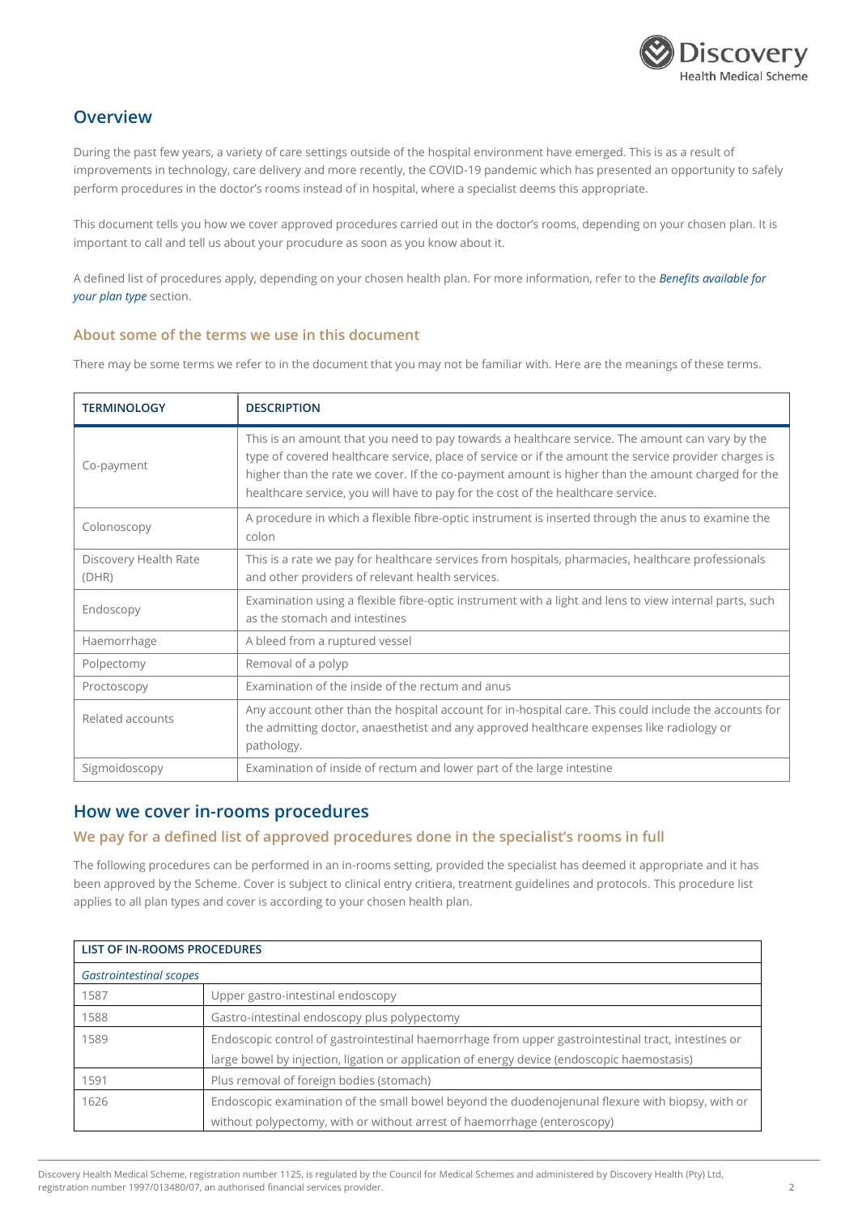## Overview

During the past few years, a variety of care settings outside of the hospital environment have emerged. This is as a result of improvements in technology, care delivery and more recently, the COVID-19 pandemic which has presented an opportunity to safely perform procedures in the doctor's rooms instead of in hospital, where a specialist deems this appropriate.

This document tells you how we cover approved procedures carried out in the doctor's rooms, depending on your chosen plan. It is important to call and tell us about your procudure as soon as you know about it.

A defined list of procedures apply, depending on your chosen health plan. For more information, refer to the ***Benefits available for your plan type*** section.

### About some of the terms we use in this document

There may be some terms we refer to in the document that you may not be familiar with. Here are the meanings of these terms.

| TERMINOLOGY | DESCRIPTION |
|---|---|
| Co-payment | This is an amount that you need to pay towards a healthcare service. The amount can vary by the type of covered healthcare service, place of service or if the amount the service provider charges is higher than the rate we cover. If the co-payment amount is higher than the amount charged for the healthcare service, you will have to pay for the cost of the healthcare service. |
| Colonoscopy | A procedure in which a flexible fibre-optic instrument is inserted through the anus to examine the colon |
| Discovery Health Rate (DHR) | This is a rate we pay for healthcare services from hospitals, pharmacies, healthcare professionals and other providers of relevant health services. |
| Endoscopy | Examination using a flexible fibre-optic instrument with a light and lens to view internal parts, such as the stomach and intestines |
| Haemorrhage | A bleed from a ruptured vessel |
| Polpectomy | Removal of a polyp |
| Proctoscopy | Examination of the inside of the rectum and anus |
| Related accounts | Any account other than the hospital account for in-hospital care. This could include the accounts for the admitting doctor, anaesthetist and any approved healthcare expenses like radiology or pathology. |
| Sigmoidoscopy | Examination of inside of rectum and lower part of the large intestine |

## How we cover in-rooms procedures

### We pay for a defined list of approved procedures done in the specialist's rooms in full

The following procedures can be performed in an in-rooms setting, provided the specialist has deemed it appropriate and it has been approved by the Scheme. Cover is subject to clinical entry critiera, treatment guidelines and protocols. This procedure list applies to all plan types and cover is according to your chosen health plan.

| LIST OF IN-ROOMS PROCEDURES | |
|---|---|
| *Gastrointestinal scopes* | |
| 1587 | Upper gastro-intestinal endoscopy |
| 1588 | Gastro-intestinal endoscopy plus polypectomy |
| 1589 | Endoscopic control of gastrointestinal haemorrhage from upper gastrointestinal tract, intestines or large bowel by injection, ligation or application of energy device (endoscopic haemostasis) |
| 1591 | Plus removal of foreign bodies (stomach) |
| 1626 | Endoscopic examination of the small bowel beyond the duodenojenunal flexure with biopsy, with or without polypectomy, with or without arrest of haemorrhage (enteroscopy) |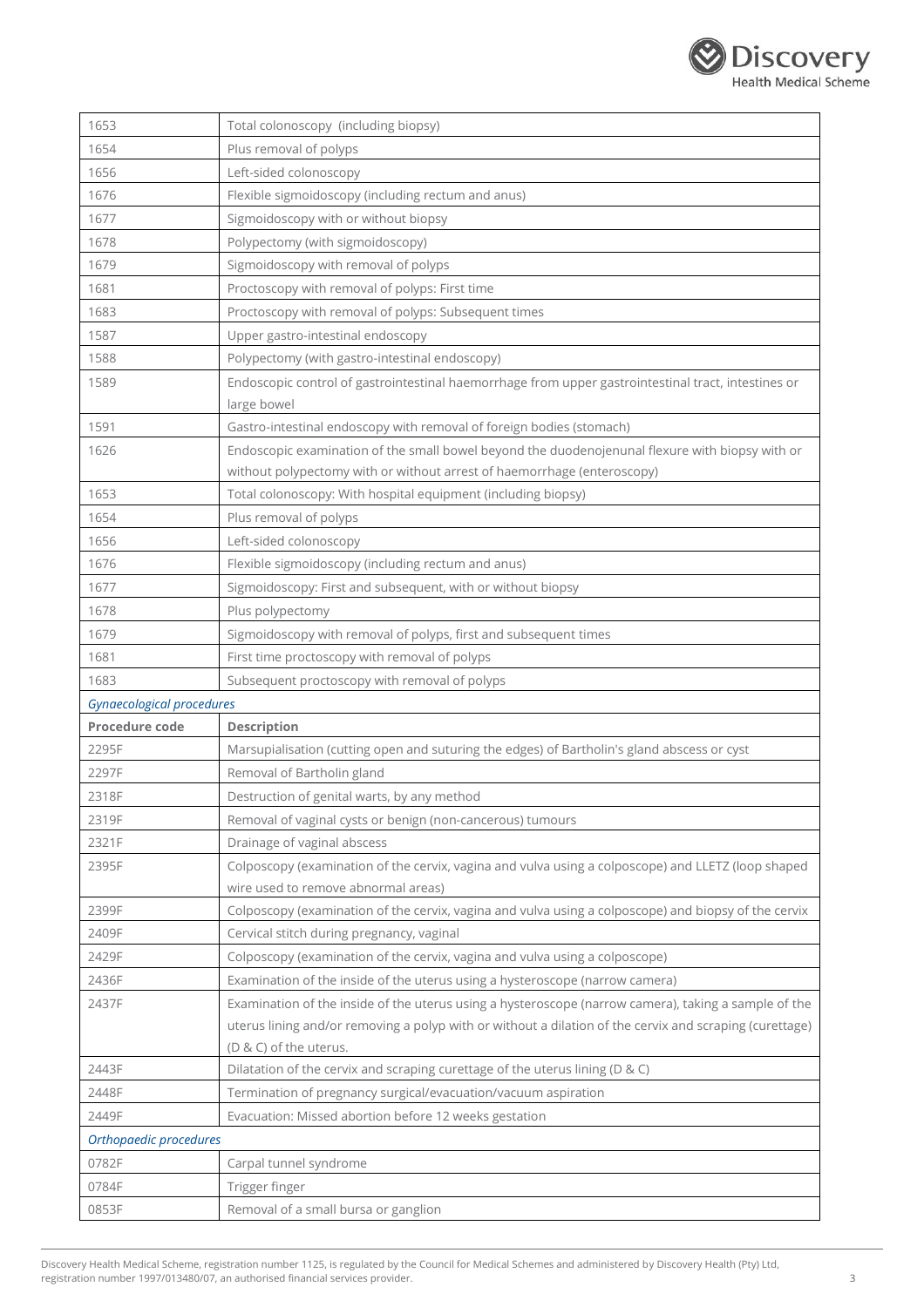| | |
|---|---|
| 1653 | Total colonoscopy (including biopsy) |
| 1654 | Plus removal of polyps |
| 1656 | Left-sided colonoscopy |
| 1676 | Flexible sigmoidoscopy (including rectum and anus) |
| 1677 | Sigmoidoscopy with or without biopsy |
| 1678 | Polypectomy (with sigmoidoscopy) |
| 1679 | Sigmoidoscopy with removal of polyps |
| 1681 | Proctoscopy with removal of polyps: First time |
| 1683 | Proctoscopy with removal of polyps: Subsequent times |
| 1587 | Upper gastro-intestinal endoscopy |
| 1588 | Polypectomy (with gastro-intestinal endoscopy) |
| 1589 | Endoscopic control of gastrointestinal haemorrhage from upper gastrointestinal tract, intestines or large bowel |
| 1591 | Gastro-intestinal endoscopy with removal of foreign bodies (stomach) |
| 1626 | Endoscopic examination of the small bowel beyond the duodenojenunal flexure with biopsy with or without polypectomy with or without arrest of haemorrhage (enteroscopy) |
| 1653 | Total colonoscopy: With hospital equipment (including biopsy) |
| 1654 | Plus removal of polyps |
| 1656 | Left-sided colonoscopy |
| 1676 | Flexible sigmoidoscopy (including rectum and anus) |
| 1677 | Sigmoidoscopy: First and subsequent, with or without biopsy |
| 1678 | Plus polypectomy |
| 1679 | Sigmoidoscopy with removal of polyps, first and subsequent times |
| 1681 | First time proctoscopy with removal of polyps |
| 1683 | Subsequent proctoscopy with removal of polyps |
| *Gynaecological procedures* | |
| **Procedure code** | **Description** |
| 2295F | Marsupialisation (cutting open and suturing the edges) of Bartholin's gland abscess or cyst |
| 2297F | Removal of Bartholin gland |
| 2318F | Destruction of genital warts, by any method |
| 2319F | Removal of vaginal cysts or benign (non-cancerous) tumours |
| 2321F | Drainage of vaginal abscess |
| 2395F | Colposcopy (examination of the cervix, vagina and vulva using a colposcope) and LLETZ (loop shaped wire used to remove abnormal areas) |
| 2399F | Colposcopy (examination of the cervix, vagina and vulva using a colposcope) and biopsy of the cervix |
| 2409F | Cervical stitch during pregnancy, vaginal |
| 2429F | Colposcopy (examination of the cervix, vagina and vulva using a colposcope) |
| 2436F | Examination of the inside of the uterus using a hysteroscope (narrow camera) |
| 2437F | Examination of the inside of the uterus using a hysteroscope (narrow camera), taking a sample of the uterus lining and/or removing a polyp with or without a dilation of the cervix and scraping (curettage) (D & C) of the uterus. |
| 2443F | Dilatation of the cervix and scraping curettage of the uterus lining (D & C) |
| 2448F | Termination of pregnancy surgical/evacuation/vacuum aspiration |
| 2449F | Evacuation: Missed abortion before 12 weeks gestation |
| *Orthopaedic procedures* | |
| 0782F | Carpal tunnel syndrome |
| 0784F | Trigger finger |
| 0853F | Removal of a small bursa or ganglion |

Discovery Health Medical Scheme, registration number 1125, is regulated by the Council for Medical Schemes and administered by Discovery Health (Pty) Ltd, registration number 1997/013480/07, an authorised financial services provider.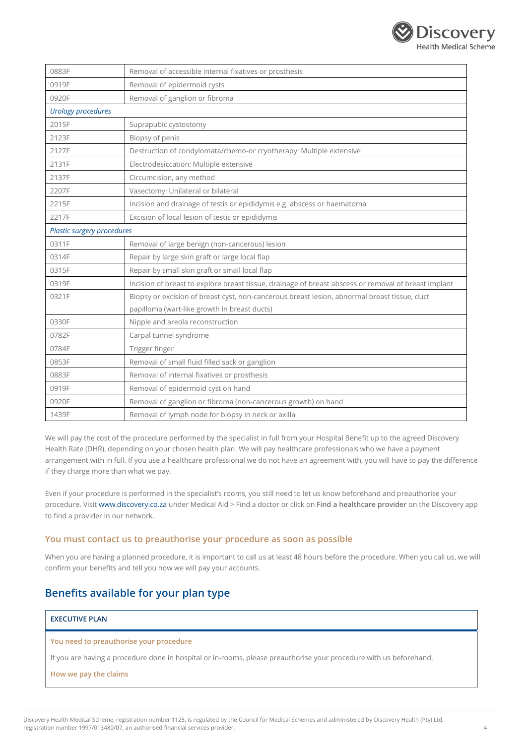| | |
|---|---|
| 0883F | Removal of accessible internal fixatives or prosthesis |
| 0919F | Removal of epidermoid cysts |
| 0920F | Removal of ganglion or fibroma |
| *Urology procedures* | |
| 2015F | Suprapubic cystostomy |
| 2123F | Biopsy of penis |
| 2127F | Destruction of condylomata/chemo-or cryotherapy: Multiple extensive |
| 2131F | Electrodesiccation: Multiple extensive |
| 2137F | Circumcision, any method |
| 2207F | Vasectomy: Unilateral or bilateral |
| 2215F | Incision and drainage of testis or epididymis e.g. abscess or haematoma |
| 2217F | Excision of local lesion of testis or epididymis |
| *Plastic surgery procedures* | |
| 0311F | Removal of large benign (non-cancerous) lesion |
| 0314F | Repair by large skin graft or large local flap |
| 0315F | Repair by small skin graft or small local flap |
| 0319F | Incision of breast to explore breast tissue, drainage of breast abscess or removal of breast implant |
| 0321F | Biopsy or excision of breast cyst, non-cancerous breast lesion, abnormal breast tissue, duct papilloma (wart-like growth in breast ducts) |
| 0330F | Nipple and areola reconstruction |
| 0782F | Carpal tunnel syndrome |
| 0784F | Trigger finger |
| 0853F | Removal of small fluid filled sack or ganglion |
| 0883F | Removal of internal fixatives or prosthesis |
| 0919F | Removal of epidermoid cyst on hand |
| 0920F | Removal of ganglion or fibroma (non-cancerous growth) on hand |
| 1439F | Removal of lymph node for biopsy in neck or axilla |

We will pay the cost of the procedure performed by the specialist in full from your Hospital Benefit up to the agreed Discovery Health Rate (DHR), depending on your chosen health plan. We will pay healthcare professionals who we have a payment arrangement with in full. If you use a healthcare professional we do not have an agreement with, you will have to pay the difference if they charge more than what we pay.

Even if your procedure is performed in the specialist's rooms, you still need to let us know beforehand and preauthorise your procedure. Visit www.discovery.co.za under Medical Aid > Find a doctor or click on **Find a healthcare provider** on the Discovery app to find a provider in our network.

### You must contact us to preauthorise your procedure as soon as possible

When you are having a planned procedure, it is important to call us at least 48 hours before the procedure. When you call us, we will confirm your benefits and tell you how we will pay your accounts.

## Benefits available for your plan type

**EXECUTIVE PLAN**

**You need to preauthorise your procedure**

If you are having a procedure done in hospital or in-rooms, please preauthorise your procedure with us beforehand.

**How we pay the claims**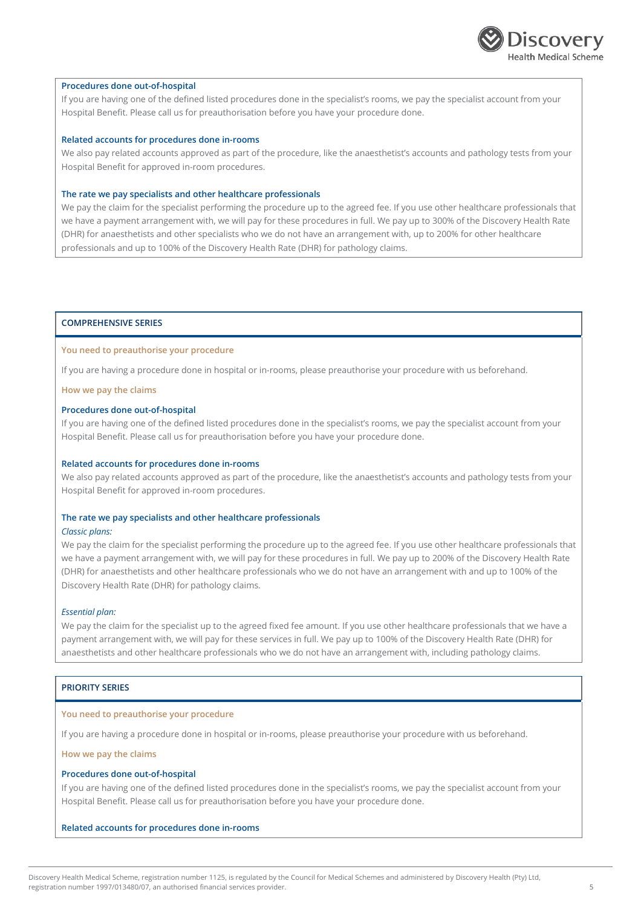### Procedures done out-of-hospital

If you are having one of the defined listed procedures done in the specialist's rooms, we pay the specialist account from your Hospital Benefit. Please call us for preauthorisation before you have your procedure done.

### Related accounts for procedures done in-rooms

We also pay related accounts approved as part of the procedure, like the anaesthetist's accounts and pathology tests from your Hospital Benefit for approved in-room procedures.

### The rate we pay specialists and other healthcare professionals

We pay the claim for the specialist performing the procedure up to the agreed fee. If you use other healthcare professionals that we have a payment arrangement with, we will pay for these procedures in full. We pay up to 300% of the Discovery Health Rate (DHR) for anaesthetists and other specialists who we do not have an arrangement with, up to 200% for other healthcare professionals and up to 100% of the Discovery Health Rate (DHR) for pathology claims.

## COMPREHENSIVE SERIES

#### You need to preauthorise your procedure

If you are having a procedure done in hospital or in-rooms, please preauthorise your procedure with us beforehand.

#### How we pay the claims

### Procedures done out-of-hospital

If you are having one of the defined listed procedures done in the specialist's rooms, we pay the specialist account from your Hospital Benefit. Please call us for preauthorisation before you have your procedure done.

### Related accounts for procedures done in-rooms

We also pay related accounts approved as part of the procedure, like the anaesthetist's accounts and pathology tests from your Hospital Benefit for approved in-room procedures.

### The rate we pay specialists and other healthcare professionals

*Classic plans:*

We pay the claim for the specialist performing the procedure up to the agreed fee. If you use other healthcare professionals that we have a payment arrangement with, we will pay for these procedures in full. We pay up to 200% of the Discovery Health Rate (DHR) for anaesthetists and other healthcare professionals who we do not have an arrangement with and up to 100% of the Discovery Health Rate (DHR) for pathology claims.

*Essential plan:*

We pay the claim for the specialist up to the agreed fixed fee amount. If you use other healthcare professionals that we have a payment arrangement with, we will pay for these services in full. We pay up to 100% of the Discovery Health Rate (DHR) for anaesthetists and other healthcare professionals who we do not have an arrangement with, including pathology claims.

## PRIORITY SERIES

#### You need to preauthorise your procedure

If you are having a procedure done in hospital or in-rooms, please preauthorise your procedure with us beforehand.

#### How we pay the claims

### Procedures done out-of-hospital

If you are having one of the defined listed procedures done in the specialist's rooms, we pay the specialist account from your Hospital Benefit. Please call us for preauthorisation before you have your procedure done.

### Related accounts for procedures done in-rooms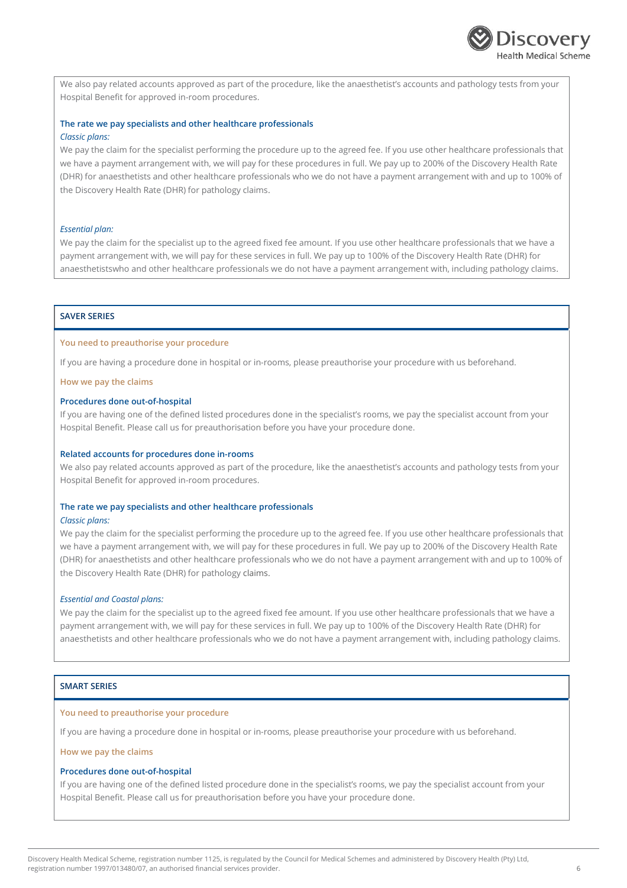We also pay related accounts approved as part of the procedure, like the anaesthetist's accounts and pathology tests from your Hospital Benefit for approved in-room procedures.

**The rate we pay specialists and other healthcare professionals**

*Classic plans:*

We pay the claim for the specialist performing the procedure up to the agreed fee. If you use other healthcare professionals that we have a payment arrangement with, we will pay for these procedures in full. We pay up to 200% of the Discovery Health Rate (DHR) for anaesthetists and other healthcare professionals who we do not have a payment arrangement with and up to 100% of the Discovery Health Rate (DHR) for pathology claims.

*Essential plan:*

We pay the claim for the specialist up to the agreed fixed fee amount. If you use other healthcare professionals that we have a payment arrangement with, we will pay for these services in full. We pay up to 100% of the Discovery Health Rate (DHR) for anaesthetistswho and other healthcare professionals we do not have a payment arrangement with, including pathology claims.

## SAVER SERIES

### You need to preauthorise your procedure

If you are having a procedure done in hospital or in-rooms, please preauthorise your procedure with us beforehand.

### How we pay the claims

**Procedures done out-of-hospital**

If you are having one of the defined listed procedures done in the specialist's rooms, we pay the specialist account from your Hospital Benefit. Please call us for preauthorisation before you have your procedure done.

**Related accounts for procedures done in-rooms**

We also pay related accounts approved as part of the procedure, like the anaesthetist's accounts and pathology tests from your Hospital Benefit for approved in-room procedures.

**The rate we pay specialists and other healthcare professionals**

*Classic plans:*

We pay the claim for the specialist performing the procedure up to the agreed fee. If you use other healthcare professionals that we have a payment arrangement with, we will pay for these procedures in full. We pay up to 200% of the Discovery Health Rate (DHR) for anaesthetists and other healthcare professionals who we do not have a payment arrangement with and up to 100% of the Discovery Health Rate (DHR) for pathology claims.

*Essential and Coastal plans:*

We pay the claim for the specialist up to the agreed fixed fee amount. If you use other healthcare professionals that we have a payment arrangement with, we will pay for these services in full. We pay up to 100% of the Discovery Health Rate (DHR) for anaesthetists and other healthcare professionals who we do not have a payment arrangement with, including pathology claims.

## SMART SERIES

### You need to preauthorise your procedure

If you are having a procedure done in hospital or in-rooms, please preauthorise your procedure with us beforehand.

### How we pay the claims

**Procedures done out-of-hospital**

If you are having one of the defined listed procedure done in the specialist's rooms, we pay the specialist account from your Hospital Benefit. Please call us for preauthorisation before you have your procedure done.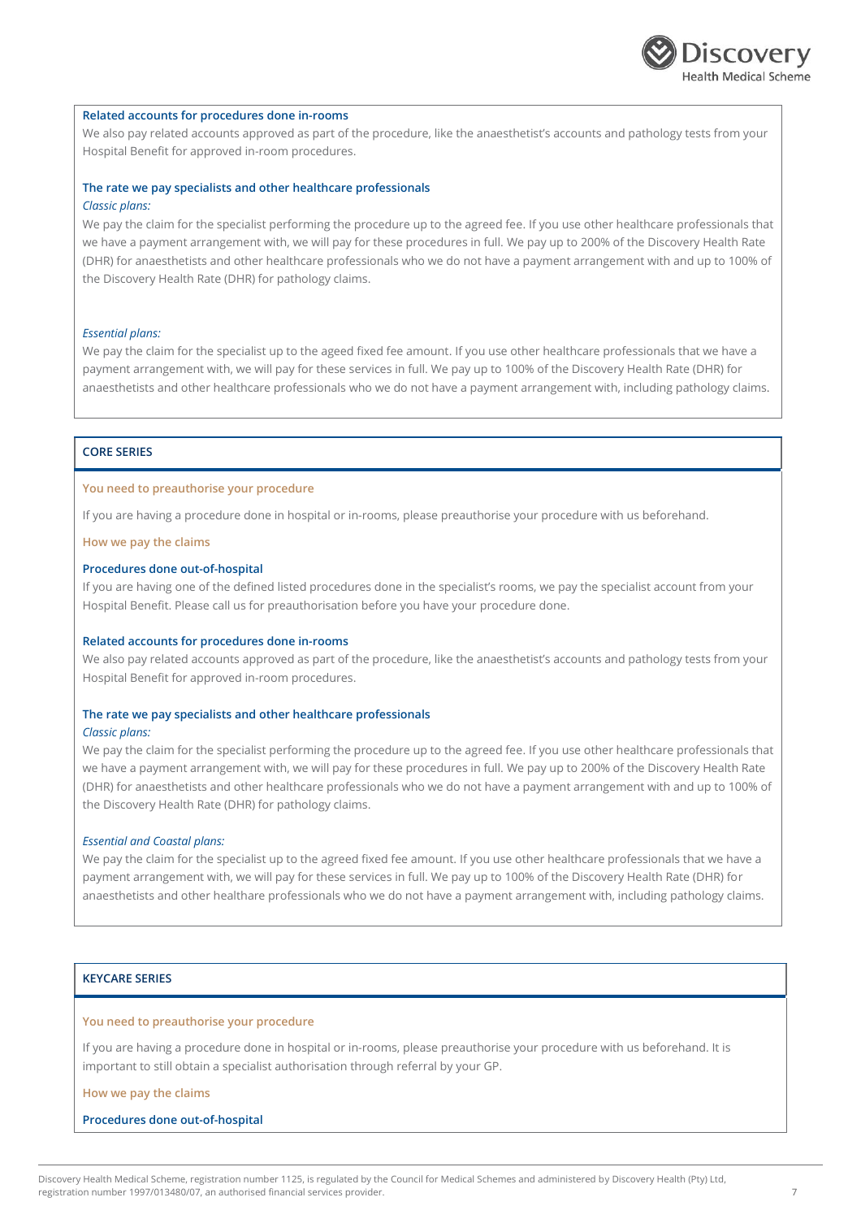### Related accounts for procedures done in-rooms

We also pay related accounts approved as part of the procedure, like the anaesthetist's accounts and pathology tests from your Hospital Benefit for approved in-room procedures.

### The rate we pay specialists and other healthcare professionals

*Classic plans:*

We pay the claim for the specialist performing the procedure up to the agreed fee. If you use other healthcare professionals that we have a payment arrangement with, we will pay for these procedures in full. We pay up to 200% of the Discovery Health Rate (DHR) for anaesthetists and other healthcare professionals who we do not have a payment arrangement with and up to 100% of the Discovery Health Rate (DHR) for pathology claims.

*Essential plans:*

We pay the claim for the specialist up to the ageed fixed fee amount. If you use other healthcare professionals that we have a payment arrangement with, we will pay for these services in full. We pay up to 100% of the Discovery Health Rate (DHR) for anaesthetists and other healthcare professionals who we do not have a payment arrangement with, including pathology claims.

## CORE SERIES

#### You need to preauthorise your procedure

If you are having a procedure done in hospital or in-rooms, please preauthorise your procedure with us beforehand.

#### How we pay the claims

### Procedures done out-of-hospital

If you are having one of the defined listed procedures done in the specialist's rooms, we pay the specialist account from your Hospital Benefit. Please call us for preauthorisation before you have your procedure done.

### Related accounts for procedures done in-rooms

We also pay related accounts approved as part of the procedure, like the anaesthetist's accounts and pathology tests from your Hospital Benefit for approved in-room procedures.

### The rate we pay specialists and other healthcare professionals

*Classic plans:*

We pay the claim for the specialist performing the procedure up to the agreed fee. If you use other healthcare professionals that we have a payment arrangement with, we will pay for these procedures in full. We pay up to 200% of the Discovery Health Rate (DHR) for anaesthetists and other healthcare professionals who we do not have a payment arrangement with and up to 100% of the Discovery Health Rate (DHR) for pathology claims.

*Essential and Coastal plans:*

We pay the claim for the specialist up to the agreed fixed fee amount. If you use other healthcare professionals that we have a payment arrangement with, we will pay for these services in full. We pay up to 100% of the Discovery Health Rate (DHR) for anaesthetists and other healthare professionals who we do not have a payment arrangement with, including pathology claims.

## KEYCARE SERIES

#### You need to preauthorise your procedure

If you are having a procedure done in hospital or in-rooms, please preauthorise your procedure with us beforehand. It is important to still obtain a specialist authorisation through referral by your GP.

#### How we pay the claims

### Procedures done out-of-hospital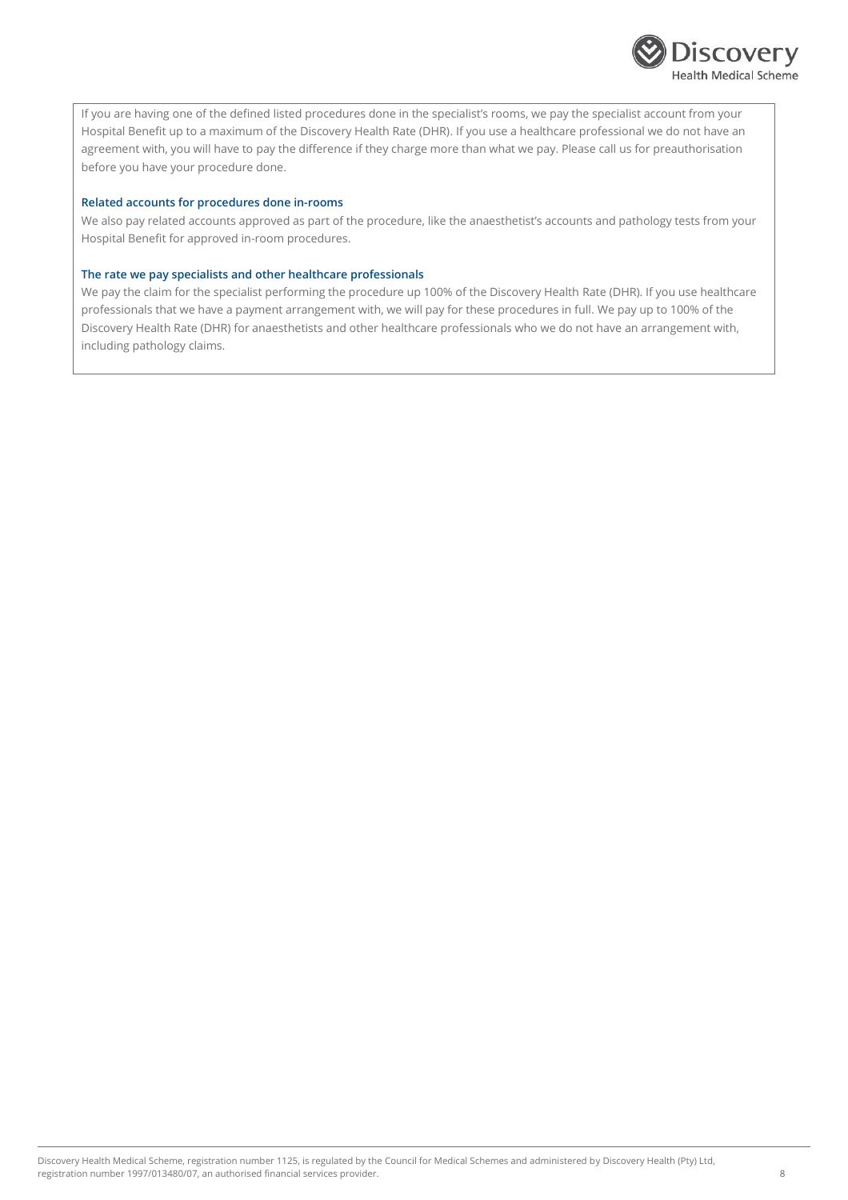If you are having one of the defined listed procedures done in the specialist's rooms, we pay the specialist account from your Hospital Benefit up to a maximum of the Discovery Health Rate (DHR). If you use a healthcare professional we do not have an agreement with, you will have to pay the difference if they charge more than what we pay. Please call us for preauthorisation before you have your procedure done.

### Related accounts for procedures done in-rooms

We also pay related accounts approved as part of the procedure, like the anaesthetist's accounts and pathology tests from your Hospital Benefit for approved in-room procedures.

### The rate we pay specialists and other healthcare professionals

We pay the claim for the specialist performing the procedure up 100% of the Discovery Health Rate (DHR). If you use healthcare professionals that we have a payment arrangement with, we will pay for these procedures in full. We pay up to 100% of the Discovery Health Rate (DHR) for anaesthetists and other healthcare professionals who we do not have an arrangement with, including pathology claims.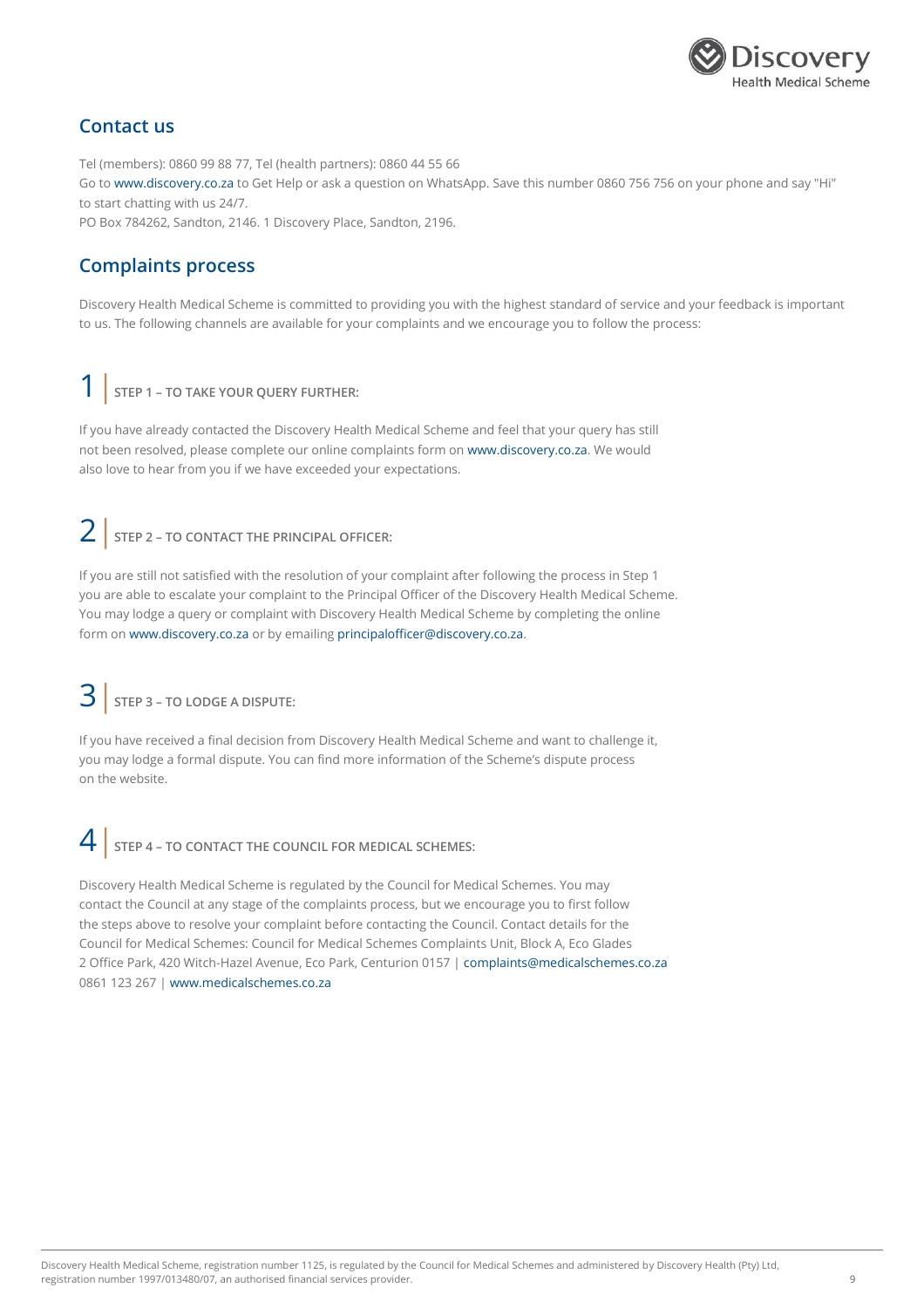## Contact us

Tel (members): 0860 99 88 77, Tel (health partners): 0860 44 55 66
Go to www.discovery.co.za to Get Help or ask a question on WhatsApp. Save this number 0860 756 756 on your phone and say "Hi" to start chatting with us 24/7.
PO Box 784262, Sandton, 2146. 1 Discovery Place, Sandton, 2196.

## Complaints process

Discovery Health Medical Scheme is committed to providing you with the highest standard of service and your feedback is important to us. The following channels are available for your complaints and we encourage you to follow the process:

### 1 | STEP 1 – TO TAKE YOUR QUERY FURTHER:

If you have already contacted the Discovery Health Medical Scheme and feel that your query has still not been resolved, please complete our online complaints form on www.discovery.co.za. We would also love to hear from you if we have exceeded your expectations.

### 2 | STEP 2 – TO CONTACT THE PRINCIPAL OFFICER:

If you are still not satisfied with the resolution of your complaint after following the process in Step 1 you are able to escalate your complaint to the Principal Officer of the Discovery Health Medical Scheme. You may lodge a query or complaint with Discovery Health Medical Scheme by completing the online form on www.discovery.co.za or by emailing principalofficer@discovery.co.za.

### 3 | STEP 3 – TO LODGE A DISPUTE:

If you have received a final decision from Discovery Health Medical Scheme and want to challenge it, you may lodge a formal dispute. You can find more information of the Scheme's dispute process on the website.

### 4 | STEP 4 – TO CONTACT THE COUNCIL FOR MEDICAL SCHEMES:

Discovery Health Medical Scheme is regulated by the Council for Medical Schemes. You may contact the Council at any stage of the complaints process, but we encourage you to first follow the steps above to resolve your complaint before contacting the Council. Contact details for the Council for Medical Schemes: Council for Medical Schemes Complaints Unit, Block A, Eco Glades 2 Office Park, 420 Witch-Hazel Avenue, Eco Park, Centurion 0157 | complaints@medicalschemes.co.za 0861 123 267 | www.medicalschemes.co.za

Discovery Health Medical Scheme, registration number 1125, is regulated by the Council for Medical Schemes and administered by Discovery Health (Pty) Ltd, registration number 1997/013480/07, an authorised financial services provider.